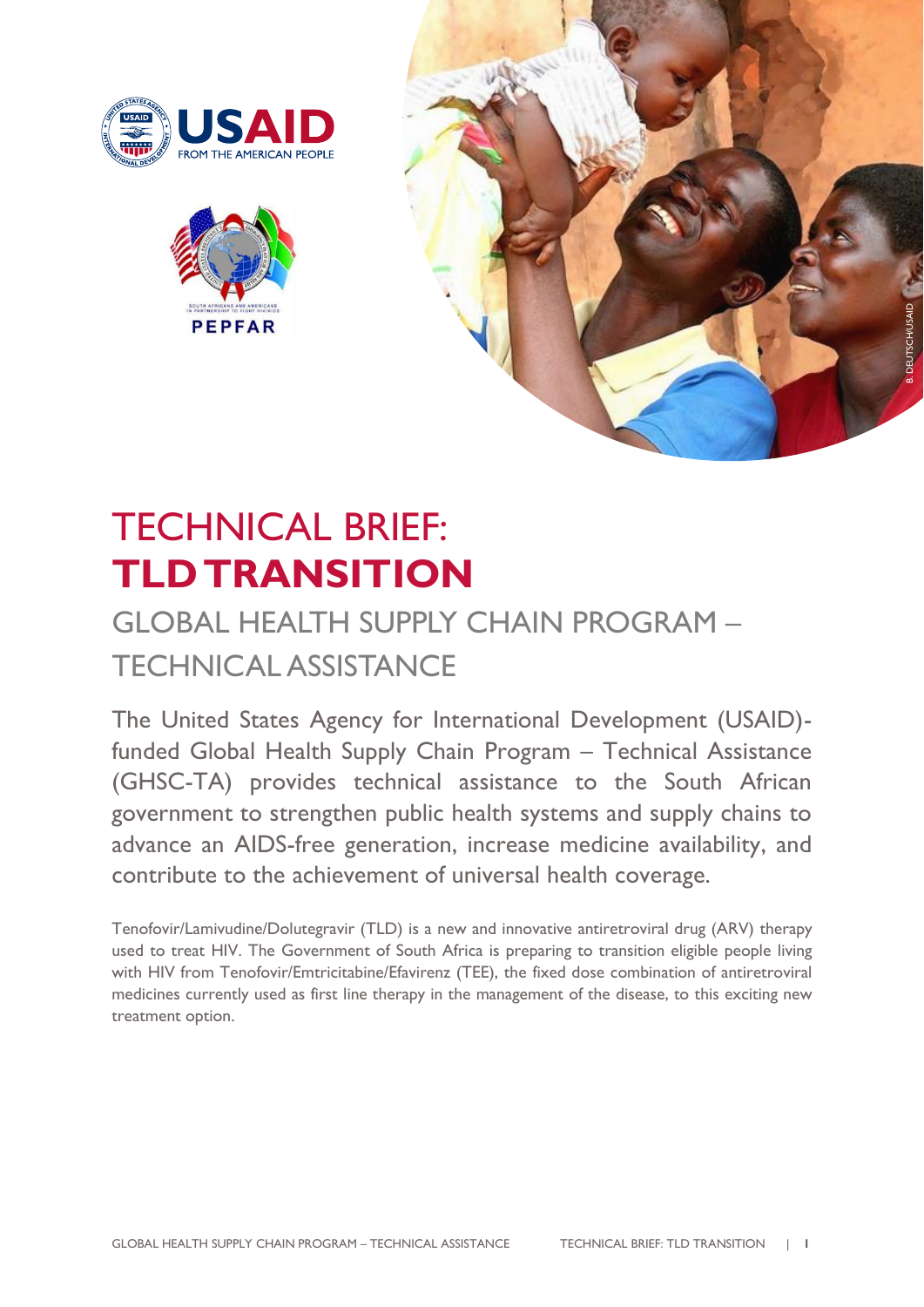# TECHNICAL BRIEF: **TLD TRANSITION**

## GLOBAL HEALTH SUPPLY CHAIN PROGRAM – TECHNICAL ASSISTANCE

The United States Agency for International Development (USAID)-funded Global Health Supply Chain Program – Technical Assistance (GHSC-TA) provides technical assistance to the South African government to strengthen public health systems and supply chains to advance an AIDS-free generation, increase medicine availability, and contribute to the achievement of universal health coverage.

Tenofovir/Lamivudine/Dolutegravir (TLD) is a new and innovative antiretroviral drug (ARV) therapy used to treat HIV. The Government of South Africa is preparing to transition eligible people living with HIV from Tenofovir/Emtricitabine/Efavirenz (TEE), the fixed dose combination of antiretroviral medicines currently used as first line therapy in the management of the disease, to this exciting new treatment option.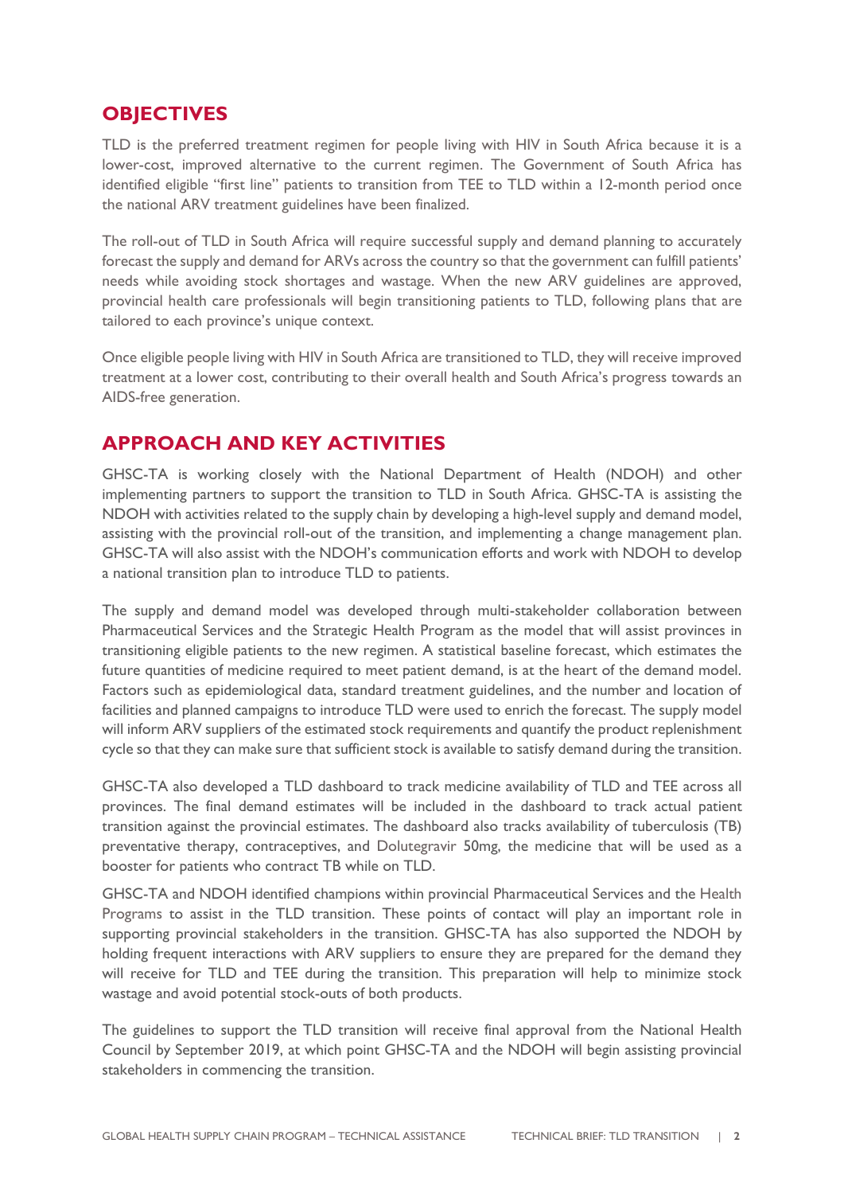## OBJECTIVES

TLD is the preferred treatment regimen for people living with HIV in South Africa because it is a lower-cost, improved alternative to the current regimen. The Government of South Africa has identified eligible "first line" patients to transition from TEE to TLD within a 12-month period once the national ARV treatment guidelines have been finalized.

The roll-out of TLD in South Africa will require successful supply and demand planning to accurately forecast the supply and demand for ARVs across the country so that the government can fulfill patients' needs while avoiding stock shortages and wastage. When the new ARV guidelines are approved, provincial health care professionals will begin transitioning patients to TLD, following plans that are tailored to each province's unique context.

Once eligible people living with HIV in South Africa are transitioned to TLD, they will receive improved treatment at a lower cost, contributing to their overall health and South Africa's progress towards an AIDS-free generation.

## APPROACH AND KEY ACTIVITIES

GHSC-TA is working closely with the National Department of Health (NDOH) and other implementing partners to support the transition to TLD in South Africa. GHSC-TA is assisting the NDOH with activities related to the supply chain by developing a high-level supply and demand model, assisting with the provincial roll-out of the transition, and implementing a change management plan. GHSC-TA will also assist with the NDOH's communication efforts and work with NDOH to develop a national transition plan to introduce TLD to patients.

The supply and demand model was developed through multi-stakeholder collaboration between Pharmaceutical Services and the Strategic Health Program as the model that will assist provinces in transitioning eligible patients to the new regimen. A statistical baseline forecast, which estimates the future quantities of medicine required to meet patient demand, is at the heart of the demand model. Factors such as epidemiological data, standard treatment guidelines, and the number and location of facilities and planned campaigns to introduce TLD were used to enrich the forecast. The supply model will inform ARV suppliers of the estimated stock requirements and quantify the product replenishment cycle so that they can make sure that sufficient stock is available to satisfy demand during the transition.

GHSC-TA also developed a TLD dashboard to track medicine availability of TLD and TEE across all provinces. The final demand estimates will be included in the dashboard to track actual patient transition against the provincial estimates. The dashboard also tracks availability of tuberculosis (TB) preventative therapy, contraceptives, and Dolutegravir 50mg, the medicine that will be used as a booster for patients who contract TB while on TLD.

GHSC-TA and NDOH identified champions within provincial Pharmaceutical Services and the Health Programs to assist in the TLD transition. These points of contact will play an important role in supporting provincial stakeholders in the transition. GHSC-TA has also supported the NDOH by holding frequent interactions with ARV suppliers to ensure they are prepared for the demand they will receive for TLD and TEE during the transition. This preparation will help to minimize stock wastage and avoid potential stock-outs of both products.

The guidelines to support the TLD transition will receive final approval from the National Health Council by September 2019, at which point GHSC-TA and the NDOH will begin assisting provincial stakeholders in commencing the transition.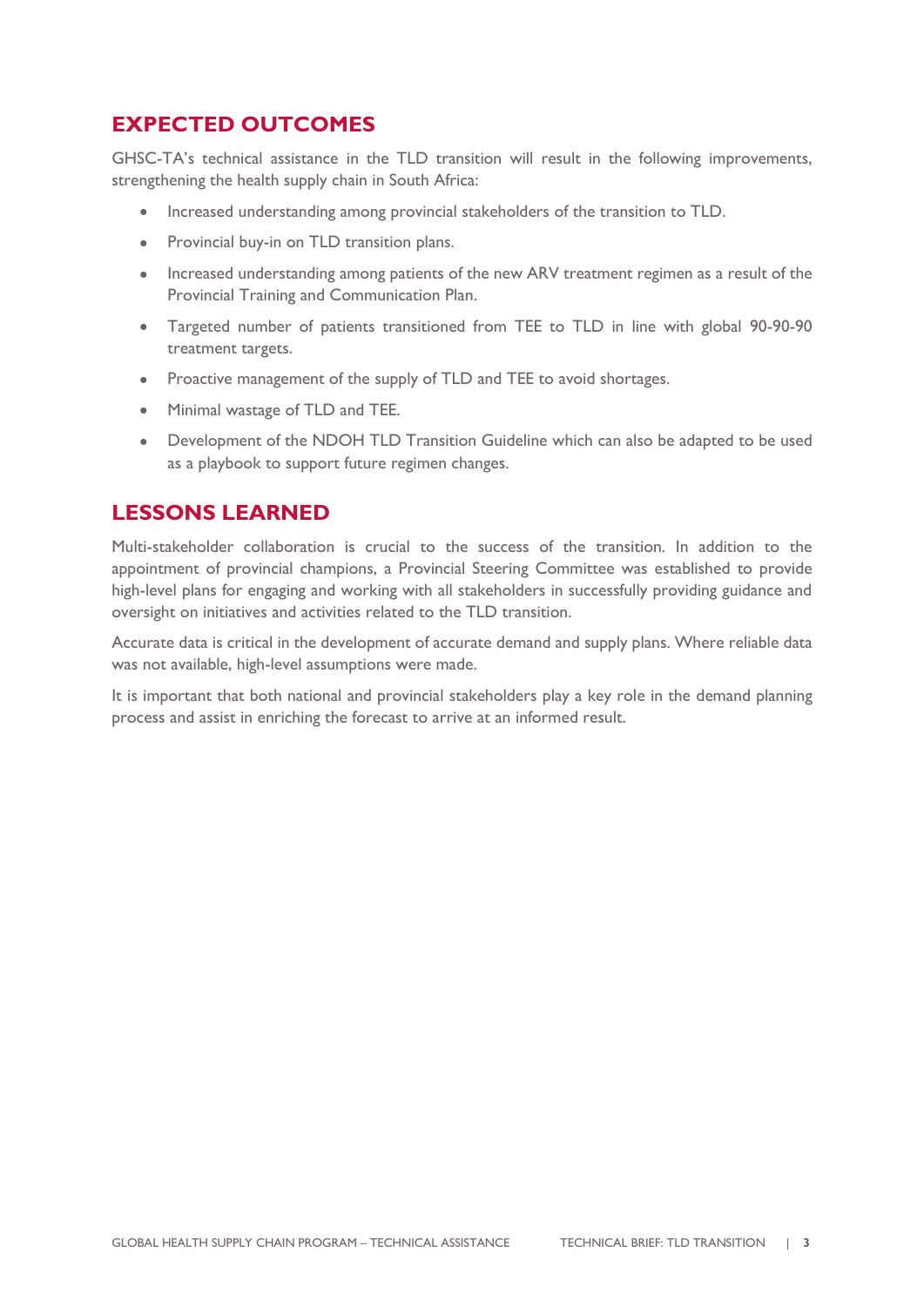## EXPECTED OUTCOMES

GHSC-TA's technical assistance in the TLD transition will result in the following improvements, strengthening the health supply chain in South Africa:

- Increased understanding among provincial stakeholders of the transition to TLD.
- Provincial buy-in on TLD transition plans.
- Increased understanding among patients of the new ARV treatment regimen as a result of the Provincial Training and Communication Plan.
- Targeted number of patients transitioned from TEE to TLD in line with global 90-90-90 treatment targets.
- Proactive management of the supply of TLD and TEE to avoid shortages.
- Minimal wastage of TLD and TEE.
- Development of the NDOH TLD Transition Guideline which can also be adapted to be used as a playbook to support future regimen changes.

## LESSONS LEARNED

Multi-stakeholder collaboration is crucial to the success of the transition. In addition to the appointment of provincial champions, a Provincial Steering Committee was established to provide high-level plans for engaging and working with all stakeholders in successfully providing guidance and oversight on initiatives and activities related to the TLD transition.

Accurate data is critical in the development of accurate demand and supply plans. Where reliable data was not available, high-level assumptions were made.

It is important that both national and provincial stakeholders play a key role in the demand planning process and assist in enriching the forecast to arrive at an informed result.